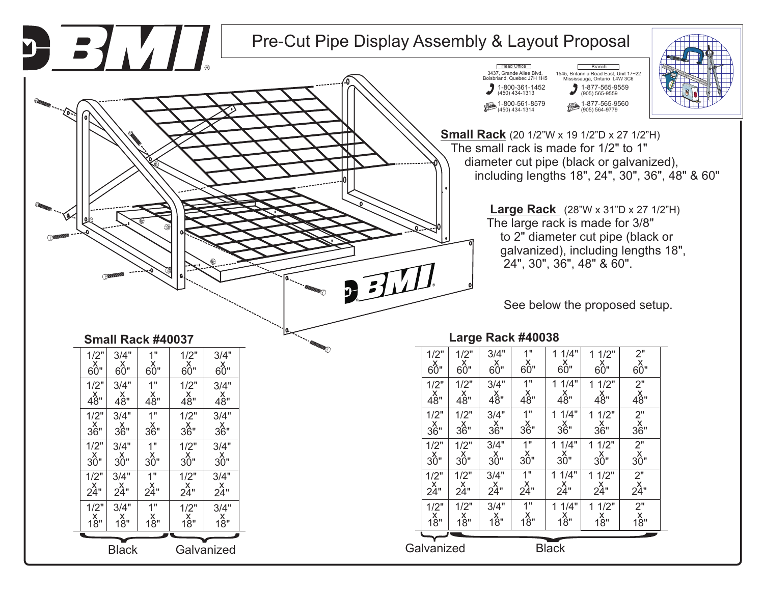# BMI

## Pre-Cut Pipe Display Assembly & Layout Proposal

**Head Office**
3437, Grande Allee Blvd, Boisbriand, Quebec J7H 1H5
1-800-361-1452 (450) 434-1313
1-800-561-8579 (450) 434-1314

**Branch**
1545, Britannia Road East, Unit 17~22 Mississauga, Ontario L4W 3C6
1-877-565-9559 (905) 565-9559
1-877-565-9560 (905) 564-9779

**Small Rack** (20 1/2"W x 19 1/2"D x 27 1/2"H)
The small rack is made for 1/2" to 1" diameter cut pipe (black or galvanized), including lengths 18", 24", 30", 36", 48" & 60"

**Large Rack** (28"W x 31"D x 27 1/2"H)
The large rack is made for 3/8" to 2" diameter cut pipe (black or galvanized), including lengths 18", 24", 30", 36", 48" & 60".

See below the proposed setup.

### Small Rack #40037

| Black | | | Galvanized | |
|---|---|---|---|---|
| 1/2" x 60" | 3/4" x 60" | 1" x 60" | 1/2" x 60" | 3/4" x 60" |
| 1/2" x 48" | 3/4" x 48" | 1" x 48" | 1/2" x 48" | 3/4" x 48" |
| 1/2" x 36" | 3/4" x 36" | 1" x 36" | 1/2" x 36" | 3/4" x 36" |
| 1/2" x 30" | 3/4" x 30" | 1" x 30" | 1/2" x 30" | 3/4" x 30" |
| 1/2" x 24" | 3/4" x 24" | 1" x 24" | 1/2" x 24" | 3/4" x 24" |
| 1/2" x 18" | 3/4" x 18" | 1" x 18" | 1/2" x 18" | 3/4" x 18" |

### Large Rack #40038

| Galvanized | Black | | | | | |
|---|---|---|---|---|---|---|
| 1/2" x 60" | 1/2" x 60" | 3/4" x 60" | 1" x 60" | 1 1/4" x 60" | 1 1/2" x 60" | 2" x 60" |
| 1/2" x 48" | 1/2" x 48" | 3/4" x 48" | 1" x 48" | 1 1/4" x 48" | 1 1/2" x 48" | 2" x 48" |
| 1/2" x 36" | 1/2" x 36" | 3/4" x 36" | 1" x 36" | 1 1/4" x 36" | 1 1/2" x 36" | 2" x 36" |
| 1/2" x 30" | 1/2" x 30" | 3/4" x 30" | 1" x 30" | 1 1/4" x 30" | 1 1/2" x 30" | 2" x 30" |
| 1/2" x 24" | 1/2" x 24" | 3/4" x 24" | 1" x 24" | 1 1/4" x 24" | 1 1/2" x 24" | 2" x 24" |
| 1/2" x 18" | 1/2" x 18" | 3/4" x 18" | 1" x 18" | 1 1/4" x 18" | 1 1/2" x 18" | 2" x 18" |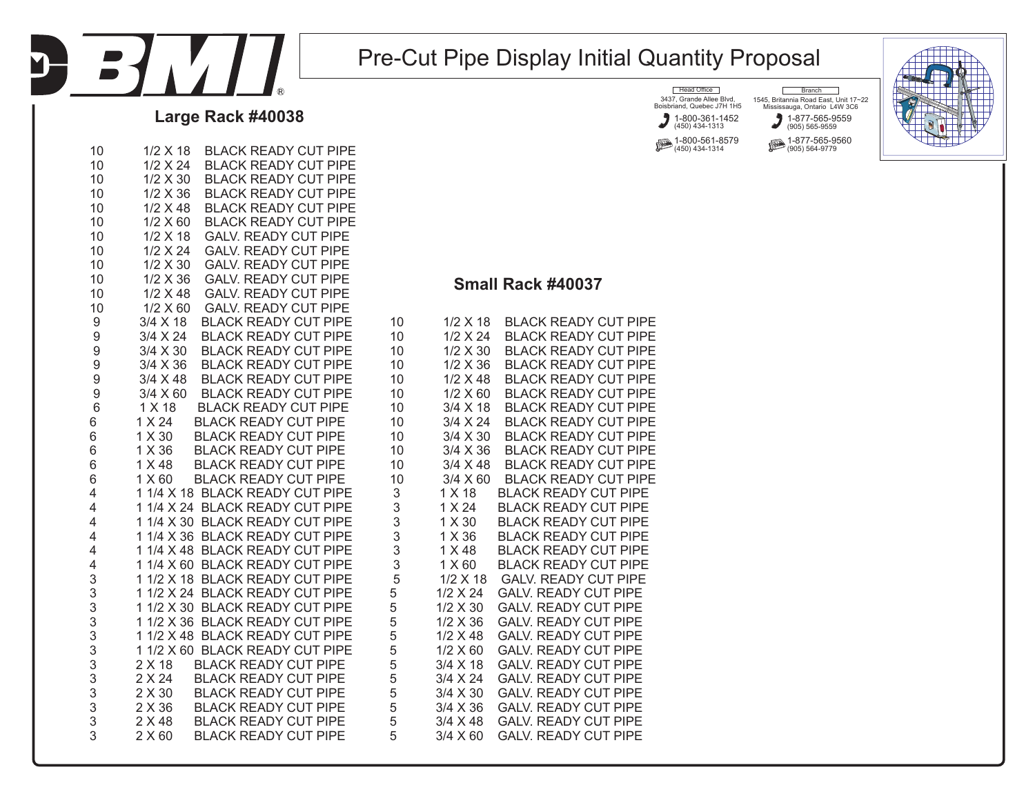# Pre-Cut Pipe Display Initial Quantity Proposal

Head Office
3437, Grande Allee Blvd.
Boisbriand, Quebec J7H 1H5
1-800-361-1452
(450) 434-1313
1-800-561-8579
(450) 434-1314

Branch
1545, Britannia Road East, Unit 17~22
Mississauga, Ontario L4W 3C6
1-877-565-9559
(905) 565-9559
1-877-565-9560
(905) 564-9779

## Large Rack #40038

| | | |
|---|---|---|
| 10 | 1/2 X 18 | BLACK READY CUT PIPE |
| 10 | 1/2 X 24 | BLACK READY CUT PIPE |
| 10 | 1/2 X 30 | BLACK READY CUT PIPE |
| 10 | 1/2 X 36 | BLACK READY CUT PIPE |
| 10 | 1/2 X 48 | BLACK READY CUT PIPE |
| 10 | 1/2 X 60 | BLACK READY CUT PIPE |
| 10 | 1/2 X 18 | GALV. READY CUT PIPE |
| 10 | 1/2 X 24 | GALV. READY CUT PIPE |
| 10 | 1/2 X 30 | GALV. READY CUT PIPE |
| 10 | 1/2 X 36 | GALV. READY CUT PIPE |
| 10 | 1/2 X 48 | GALV. READY CUT PIPE |
| 10 | 1/2 X 60 | GALV. READY CUT PIPE |
| 9 | 3/4 X 18 | BLACK READY CUT PIPE |
| 9 | 3/4 X 24 | BLACK READY CUT PIPE |
| 9 | 3/4 X 30 | BLACK READY CUT PIPE |
| 9 | 3/4 X 36 | BLACK READY CUT PIPE |
| 9 | 3/4 X 48 | BLACK READY CUT PIPE |
| 9 | 3/4 X 60 | BLACK READY CUT PIPE |
| 6 | 1 X 18 | BLACK READY CUT PIPE |
| 6 | 1 X 24 | BLACK READY CUT PIPE |
| 6 | 1 X 30 | BLACK READY CUT PIPE |
| 6 | 1 X 36 | BLACK READY CUT PIPE |
| 6 | 1 X 48 | BLACK READY CUT PIPE |
| 6 | 1 X 60 | BLACK READY CUT PIPE |
| 4 | 1 1/4 X 18 | BLACK READY CUT PIPE |
| 4 | 1 1/4 X 24 | BLACK READY CUT PIPE |
| 4 | 1 1/4 X 30 | BLACK READY CUT PIPE |
| 4 | 1 1/4 X 36 | BLACK READY CUT PIPE |
| 4 | 1 1/4 X 48 | BLACK READY CUT PIPE |
| 4 | 1 1/4 X 60 | BLACK READY CUT PIPE |
| 3 | 1 1/2 X 18 | BLACK READY CUT PIPE |
| 3 | 1 1/2 X 24 | BLACK READY CUT PIPE |
| 3 | 1 1/2 X 30 | BLACK READY CUT PIPE |
| 3 | 1 1/2 X 36 | BLACK READY CUT PIPE |
| 3 | 1 1/2 X 48 | BLACK READY CUT PIPE |
| 3 | 1 1/2 X 60 | BLACK READY CUT PIPE |
| 3 | 2 X 18 | BLACK READY CUT PIPE |
| 3 | 2 X 24 | BLACK READY CUT PIPE |
| 3 | 2 X 30 | BLACK READY CUT PIPE |
| 3 | 2 X 36 | BLACK READY CUT PIPE |
| 3 | 2 X 48 | BLACK READY CUT PIPE |
| 3 | 2 X 60 | BLACK READY CUT PIPE |

## Small Rack #40037

| | | |
|---|---|---|
| 10 | 1/2 X 18 | BLACK READY CUT PIPE |
| 10 | 1/2 X 24 | BLACK READY CUT PIPE |
| 10 | 1/2 X 30 | BLACK READY CUT PIPE |
| 10 | 1/2 X 36 | BLACK READY CUT PIPE |
| 10 | 1/2 X 48 | BLACK READY CUT PIPE |
| 10 | 1/2 X 60 | BLACK READY CUT PIPE |
| 10 | 3/4 X 18 | BLACK READY CUT PIPE |
| 10 | 3/4 X 24 | BLACK READY CUT PIPE |
| 10 | 3/4 X 30 | BLACK READY CUT PIPE |
| 10 | 3/4 X 36 | BLACK READY CUT PIPE |
| 10 | 3/4 X 48 | BLACK READY CUT PIPE |
| 10 | 3/4 X 60 | BLACK READY CUT PIPE |
| 3 | 1 X 18 | BLACK READY CUT PIPE |
| 3 | 1 X 24 | BLACK READY CUT PIPE |
| 3 | 1 X 30 | BLACK READY CUT PIPE |
| 3 | 1 X 36 | BLACK READY CUT PIPE |
| 3 | 1 X 48 | BLACK READY CUT PIPE |
| 3 | 1 X 60 | BLACK READY CUT PIPE |
| 5 | 1/2 X 18 | GALV. READY CUT PIPE |
| 5 | 1/2 X 24 | GALV. READY CUT PIPE |
| 5 | 1/2 X 30 | GALV. READY CUT PIPE |
| 5 | 1/2 X 36 | GALV. READY CUT PIPE |
| 5 | 1/2 X 48 | GALV. READY CUT PIPE |
| 5 | 1/2 X 60 | GALV. READY CUT PIPE |
| 5 | 3/4 X 18 | GALV. READY CUT PIPE |
| 5 | 3/4 X 24 | GALV. READY CUT PIPE |
| 5 | 3/4 X 30 | GALV. READY CUT PIPE |
| 5 | 3/4 X 36 | GALV. READY CUT PIPE |
| 5 | 3/4 X 48 | GALV. READY CUT PIPE |
| 5 | 3/4 X 60 | GALV. READY CUT PIPE |